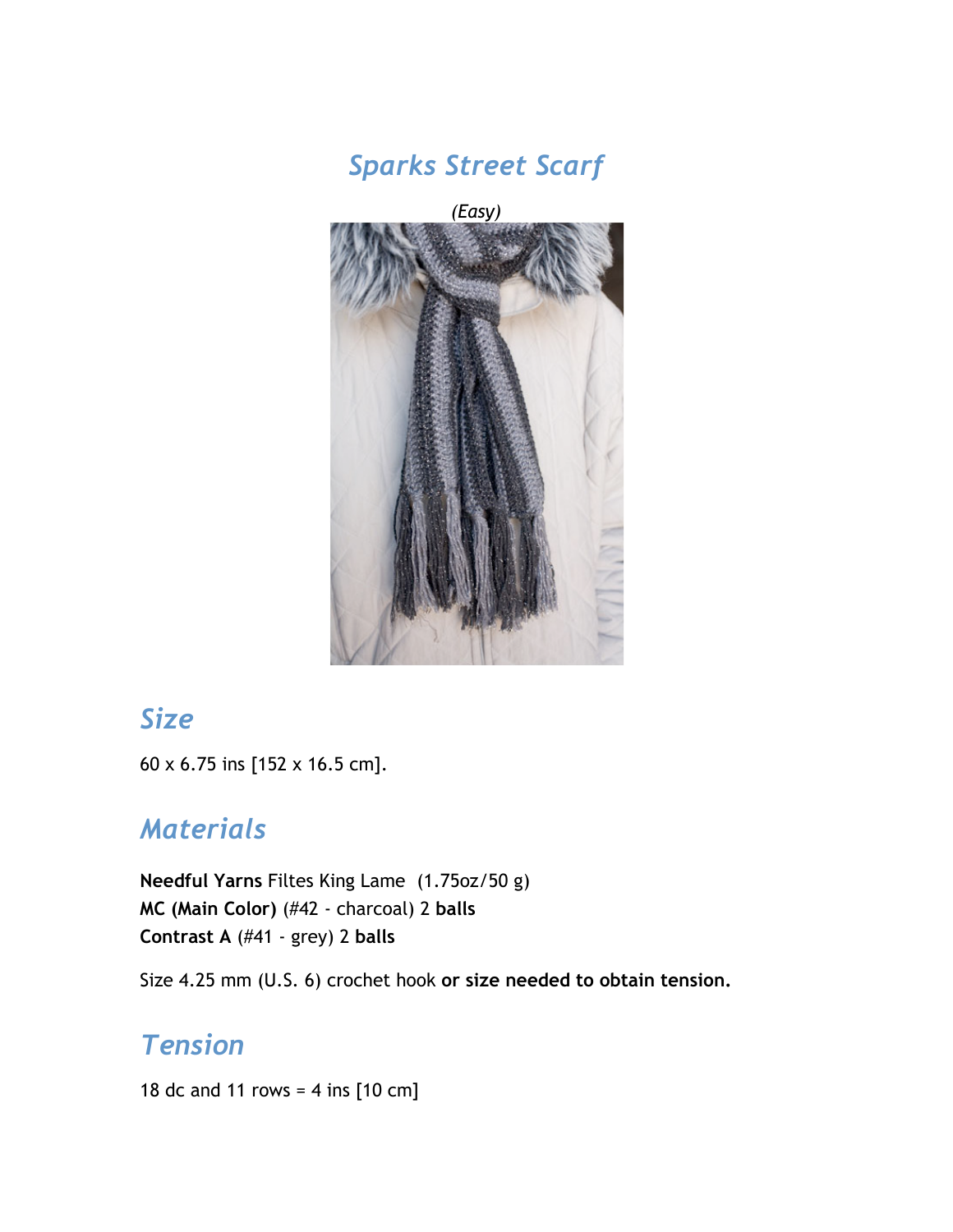# *Sparks Street Scarf*

*(Easy)*

## *Size*

60 x 6.75 ins [152 x 16.5 cm].

## *Materials*

**Needful Yarns** Filtes King Lame (1.75oz/50 g)
**MC (Main Color)** (#42 - charcoal) 2 **balls**
**Contrast A** (#41 - grey) 2 **balls**

Size 4.25 mm (U.S. 6) crochet hook **or size needed to obtain tension.**

## *Tension*

18 dc and 11 rows = 4 ins [10 cm]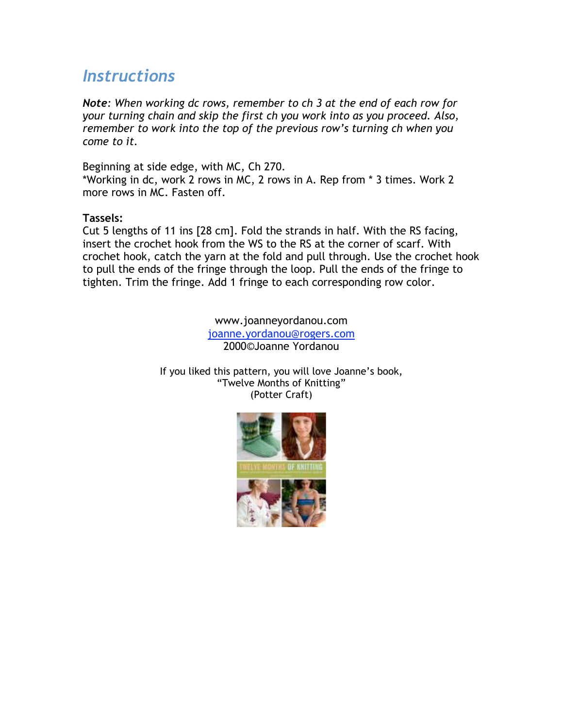## *Instructions*

***Note****: When working dc rows, remember to ch 3 at the end of each row for your turning chain and skip the first ch you work into as you proceed. Also, remember to work into the top of the previous row's turning ch when you come to it.*

Beginning at side edge, with MC, Ch 270.
*Working in dc, work 2 rows in MC, 2 rows in A. Rep from * 3 times. Work 2 more rows in MC. Fasten off.

**Tassels:**
Cut 5 lengths of 11 ins [28 cm]. Fold the strands in half. With the RS facing, insert the crochet hook from the WS to the RS at the corner of scarf. With crochet hook, catch the yarn at the fold and pull through. Use the crochet hook to pull the ends of the fringe through the loop. Pull the ends of the fringe to tighten. Trim the fringe. Add 1 fringe to each corresponding row color.

www.joanneyordanou.com
joanne.yordanou@rogers.com
2000©Joanne Yordanou

If you liked this pattern, you will love Joanne's book,
"Twelve Months of Knitting"
(Potter Craft)